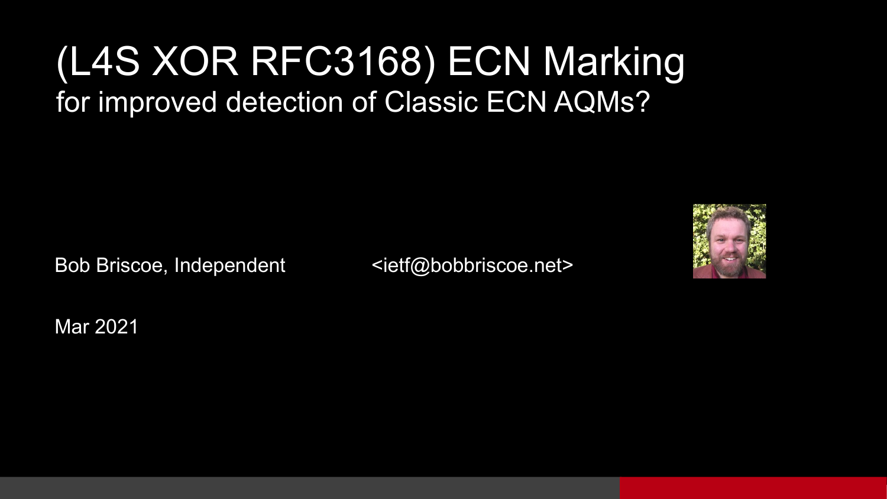# (L4S XOR RFC3168) ECN Marking

## for improved detection of Classic ECN AQMs?

Bob Briscoe, Independent <ietf@bobbriscoe.net>

Mar 2021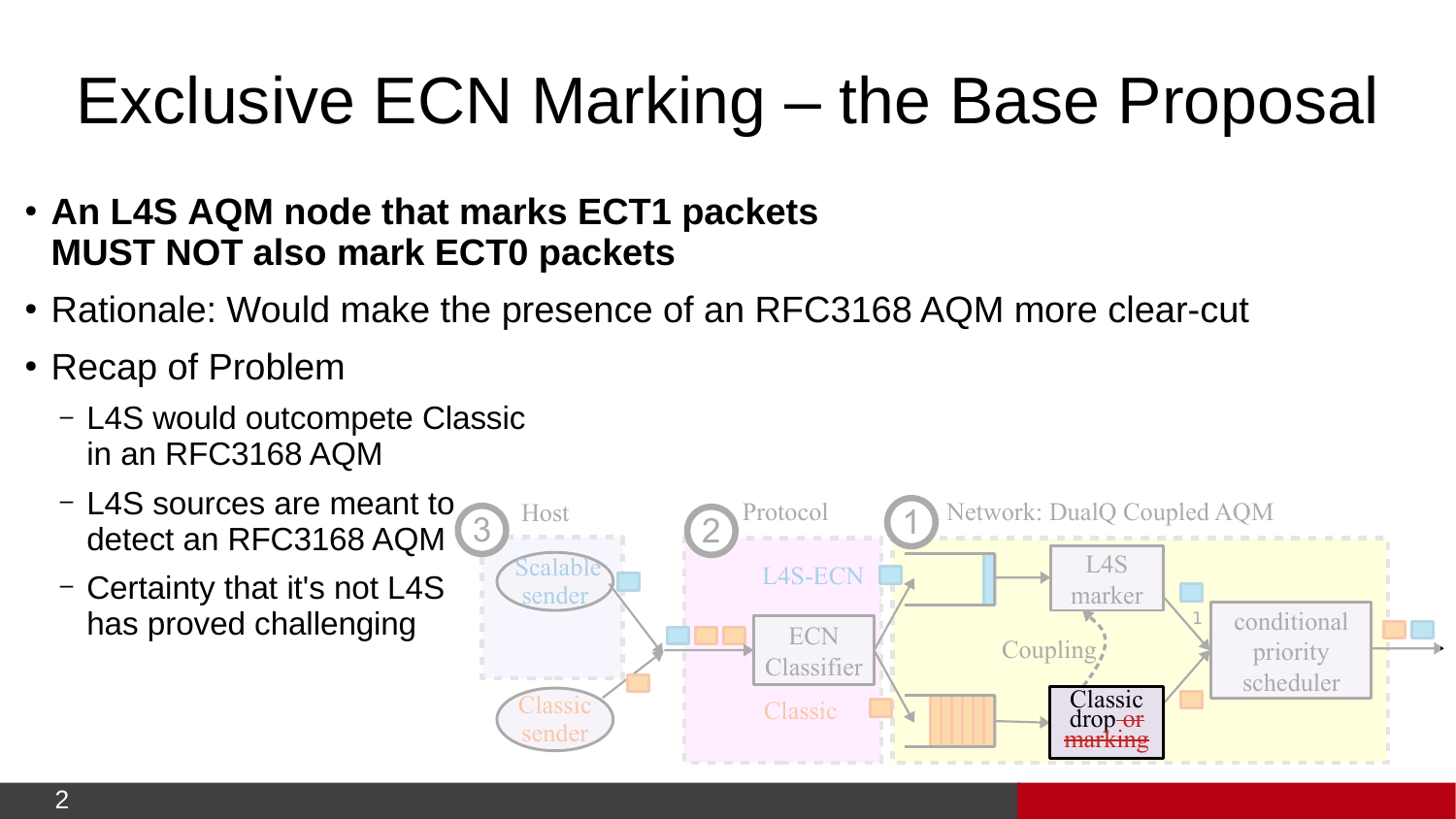# Exclusive ECN Marking – the Base Proposal

- **An L4S AQM node that marks ECT1 packets MUST NOT also mark ECT0 packets**
- Rationale: Would make the presence of an RFC3168 AQM more clear-cut
- Recap of Problem
  - L4S would outcompete Classic in an RFC3168 AQM
  - L4S sources are meant to detect an RFC3168 AQM
  - Certainty that it's not L4S has proved challenging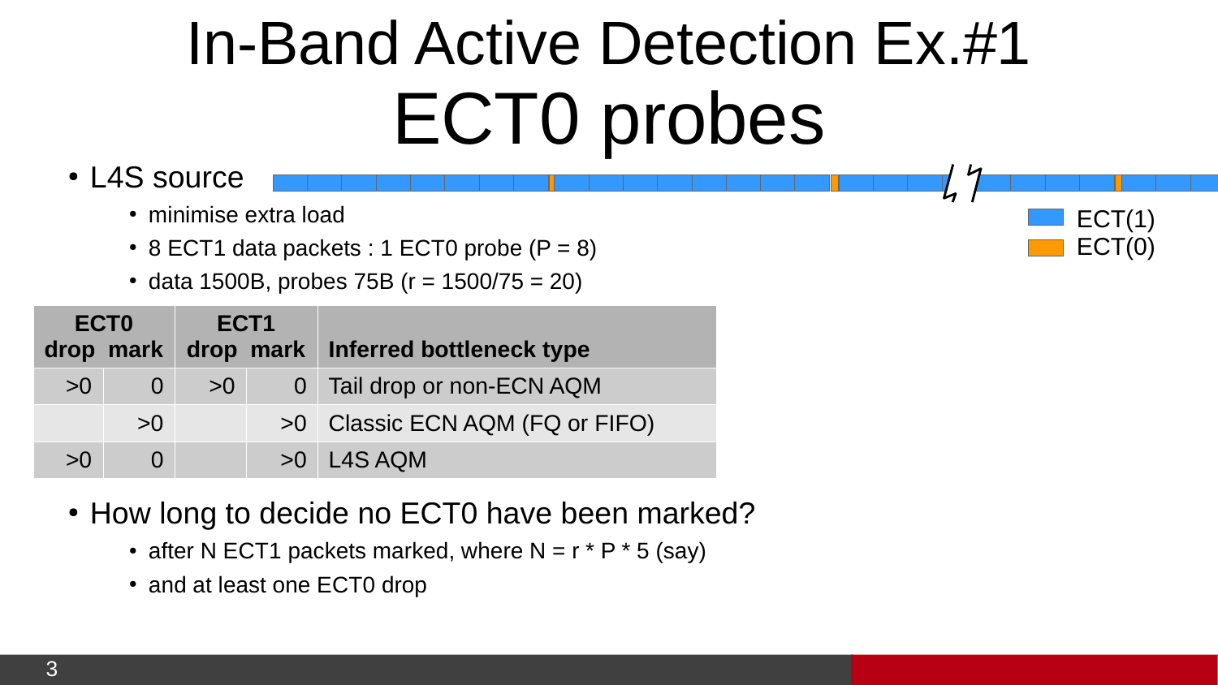# In-Band Active Detection Ex.#1
# ECT0 probes

- L4S source
  - minimise extra load
  - 8 ECT1 data packets : 1 ECT0 probe (P = 8)
  - data 1500B, probes 75B (r = 1500/75 = 20)

ECT(1)
ECT(0)

| ECT0 | | ECT1 | | |
|---|---|---|---|---|
| **drop** | **mark** | **drop** | **mark** | **Inferred bottleneck type** |
| >0 | 0 | >0 | 0 | Tail drop or non-ECN AQM |
| | >0 | | >0 | Classic ECN AQM (FQ or FIFO) |
| >0 | 0 | | >0 | L4S AQM |

- How long to decide no ECT0 have been marked?
  - after N ECT1 packets marked, where N = r * P * 5 (say)
  - and at least one ECT0 drop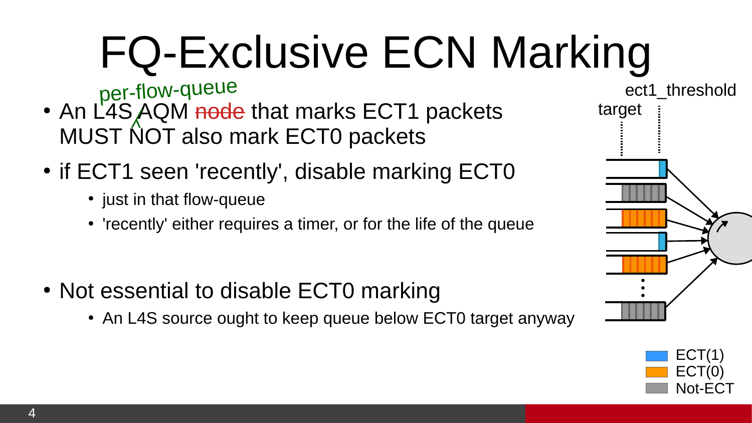# FQ-Exclusive ECN Marking

- An L4S per-flow-queue AQM ~~node~~ that marks ECT1 packets MUST NOT also mark ECT0 packets
- if ECT1 seen 'recently', disable marking ECT0
  - just in that flow-queue
  - 'recently' either requires a timer, or for the life of the queue
- Not essential to disable ECT0 marking
  - An L4S source ought to keep queue below ECT0 target anyway

target

ect1_threshold

ECT(1)
ECT(0)
Not-ECT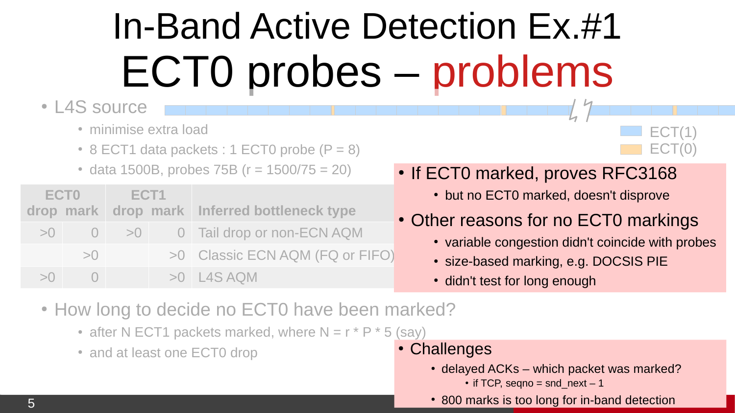# In-Band Active Detection Ex.#1
# ECT0 probes – problems

- L4S source
  - minimise extra load
  - 8 ECT1 data packets : 1 ECT0 probe (P = 8)
  - data 1500B, probes 75B (r = 1500/75 = 20)

ECT(1)
ECT(0)

| ECT0 | | ECT1 | | |
|---|---|---|---|---|
| drop | mark | drop | mark | Inferred bottleneck type |
| >0 | 0 | >0 | 0 | Tail drop or non-ECN AQM |
| | >0 | | >0 | Classic ECN AQM (FQ or FIFO) |
| >0 | 0 | | >0 | L4S AQM |

- If ECT0 marked, proves RFC3168
  - but no ECT0 marked, doesn't disprove
- Other reasons for no ECT0 markings
  - variable congestion didn't coincide with probes
  - size-based marking, e.g. DOCSIS PIE
  - didn't test for long enough

- How long to decide no ECT0 have been marked?
  - after N ECT1 packets marked, where N = r * P * 5 (say)
  - and at least one ECT0 drop

- Challenges
  - delayed ACKs – which packet was marked?
    - if TCP, seqno = snd_next – 1
  - 800 marks is too long for in-band detection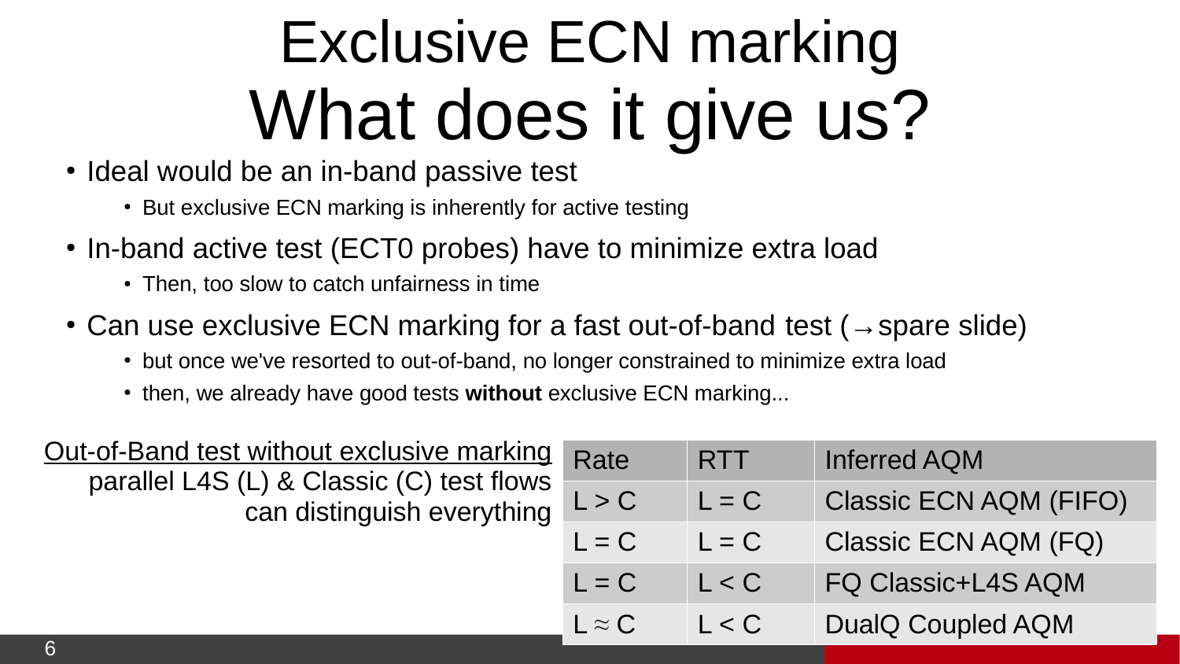# Exclusive ECN marking
# What does it give us?

- Ideal would be an in-band passive test
  - But exclusive ECN marking is inherently for active testing
- In-band active test (ECT0 probes) have to minimize extra load
  - Then, too slow to catch unfairness in time
- Can use exclusive ECN marking for a fast out-of-band test (→ spare slide)
  - but once we've resorted to out-of-band, no longer constrained to minimize extra load
  - then, we already have good tests **without** exclusive ECN marking...

<u>Out-of-Band test without exclusive marking</u>
parallel L4S (L) & Classic (C) test flows can distinguish everything

| Rate | RTT | Inferred AQM |
|---|---|---|
| $L > C$ | $L = C$ | Classic ECN AQM (FIFO) |
| $L = C$ | $L = C$ | Classic ECN AQM (FQ) |
| $L = C$ | $L < C$ | FQ Classic+L4S AQM |
| $L \approx C$ | $L < C$ | DualQ Coupled AQM |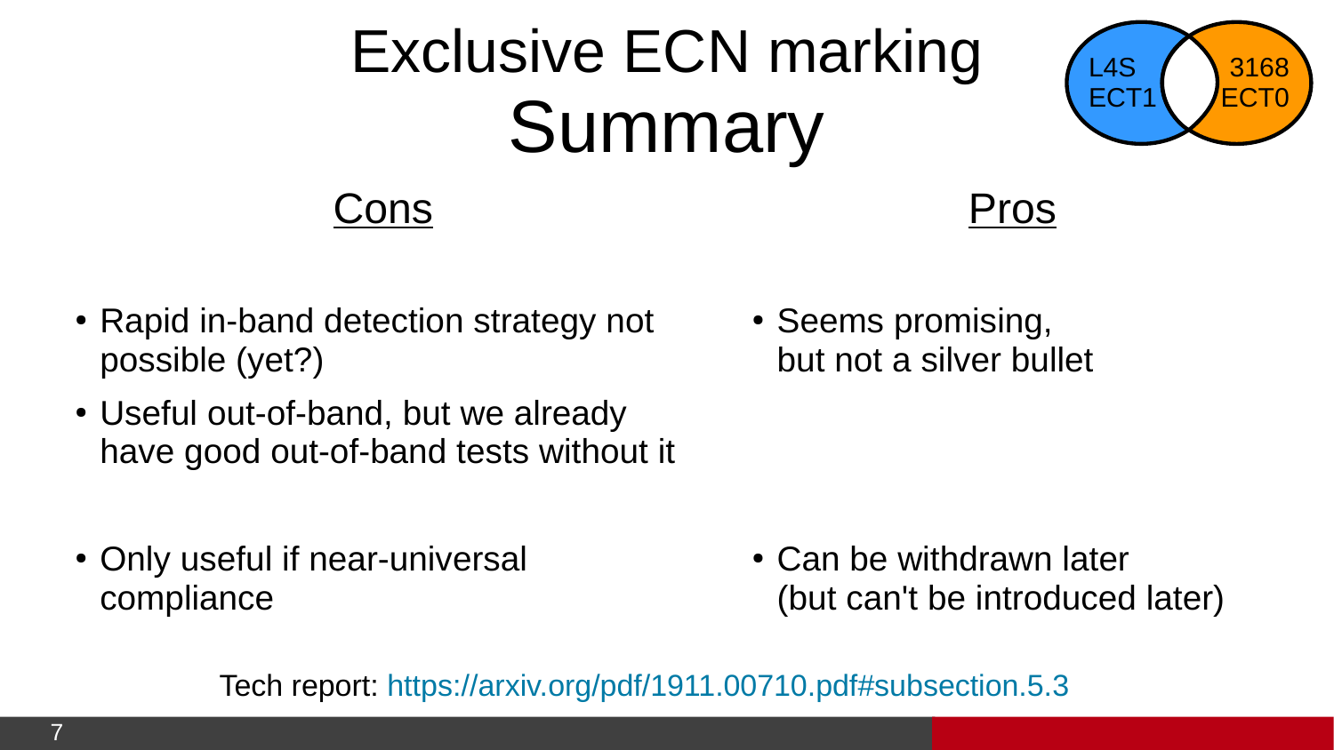# Exclusive ECN marking Summary

L4S ECT1 | 3168 ECT0

## Cons

- Rapid in-band detection strategy not possible (yet?)
- Useful out-of-band, but we already have good out-of-band tests without it
- Only useful if near-universal compliance

## Pros

- Seems promising, but not a silver bullet
- Can be withdrawn later (but can't be introduced later)

Tech report: https://arxiv.org/pdf/1911.00710.pdf#subsection.5.3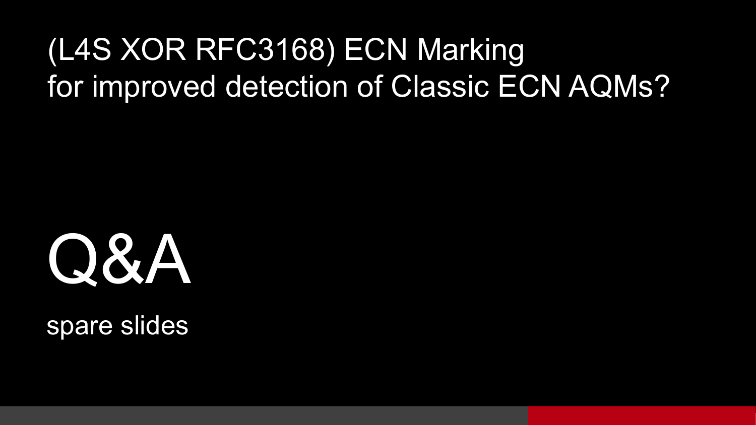# (L4S XOR RFC3168) ECN Marking for improved detection of Classic ECN AQMs?

# Q&A

spare slides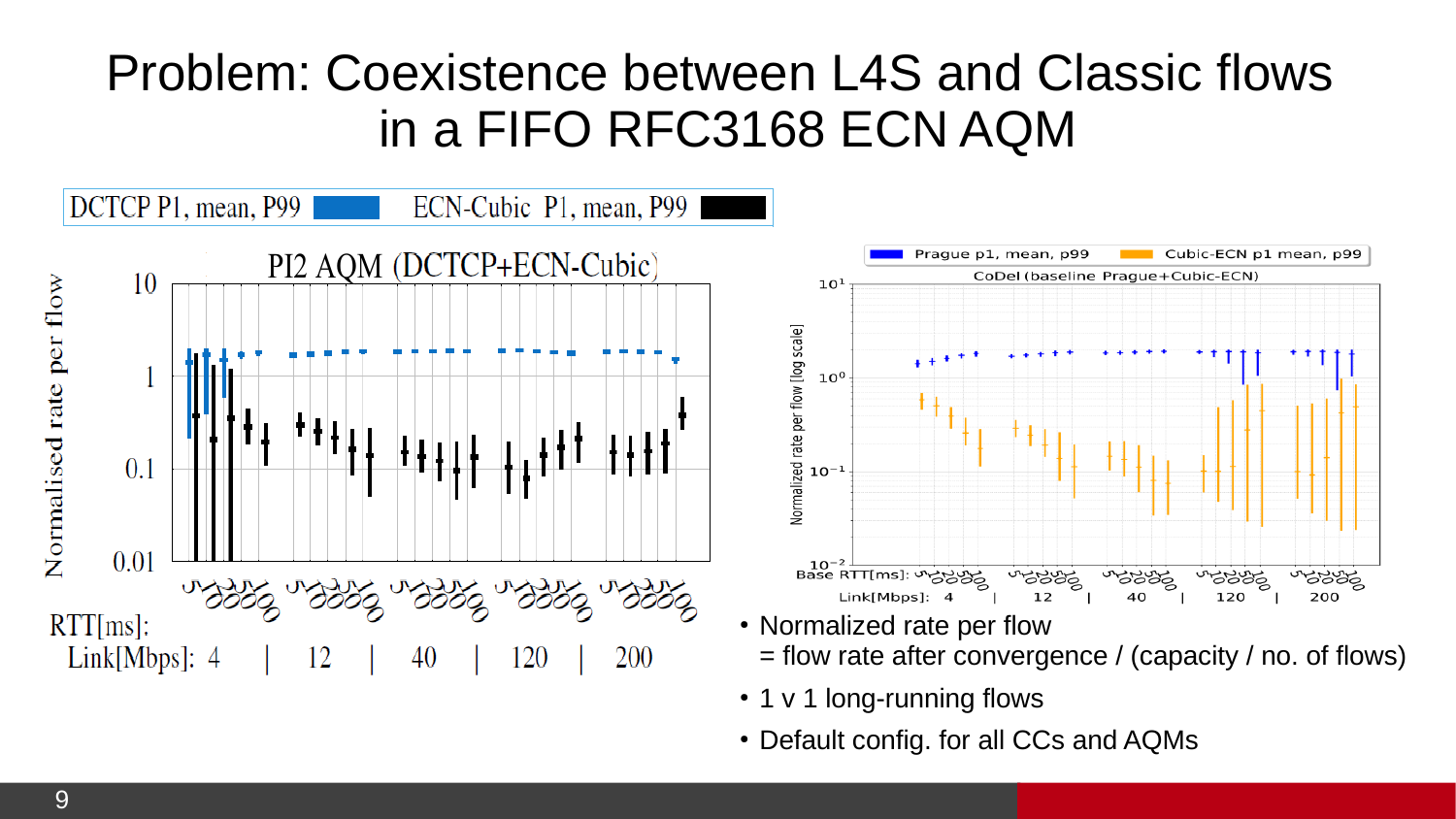# Problem: Coexistence between L4S and Classic flows in a FIFO RFC3168 ECN AQM

DCTCP P1, mean, P99 | ECN-Cubic P1, mean, P99

PI2 AQM (DCTCP+ECN-Cubic)

Normalised rate per flow

RTT[ms]: 5 10 20 50 100

Link[Mbps]: 4 | 12 | 40 | 120 | 200

Prague p1, mean, p99 | Cubic-ECN p1 mean, p99

CoDel (baseline Prague+Cubic-ECN)

Normalized rate per flow [log scale]

Base RTT[ms]: 5 10 20 50 100

Link[Mbps]: 4 | 12 | 40 | 120 | 200

- Normalized rate per flow
  = flow rate after convergence / (capacity / no. of flows)
- 1 v 1 long-running flows
- Default config. for all CCs and AQMs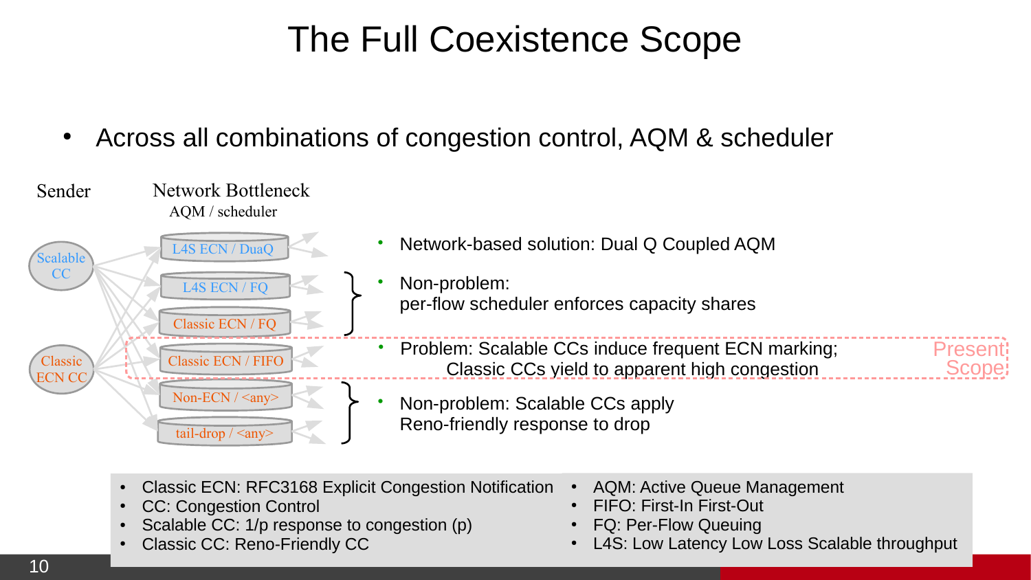# The Full Coexistence Scope

- Across all combinations of congestion control, AQM & scheduler

Sender

Network Bottleneck
AQM / scheduler

Scalable CC

Classic ECN CC

L4S ECN / DuaQ

L4S ECN / FQ

Classic ECN / FQ

Classic ECN / FIFO

Non-ECN / <any>

tail-drop / <any>

- Network-based solution: Dual Q Coupled AQM
- Non-problem:
  per-flow scheduler enforces capacity shares
- Problem: Scalable CCs induce frequent ECN marking;
  Classic CCs yield to apparent high congestion

  Present Scope
- Non-problem: Scalable CCs apply
  Reno-friendly response to drop

---

- Classic ECN: RFC3168 Explicit Congestion Notification
- CC: Congestion Control
- Scalable CC: 1/p response to congestion (p)
- Classic CC: Reno-Friendly CC
- AQM: Active Queue Management
- FIFO: First-In First-Out
- FQ: Per-Flow Queuing
- L4S: Low Latency Low Loss Scalable throughput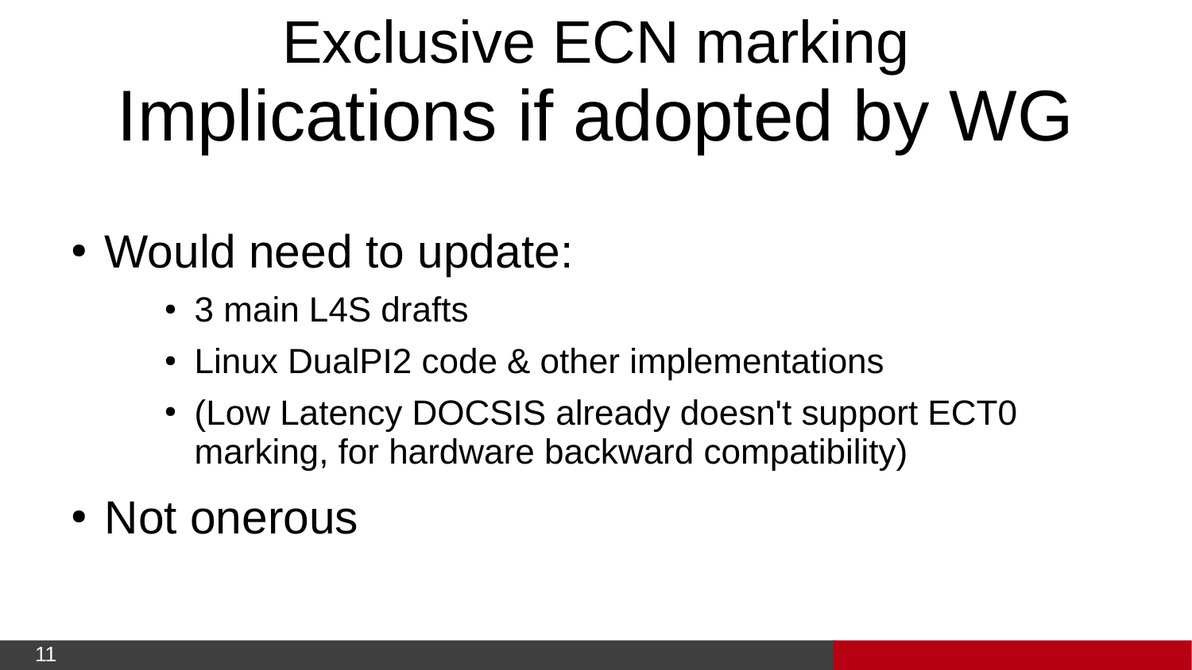# Exclusive ECN marking
# Implications if adopted by WG

- Would need to update:
  - 3 main L4S drafts
  - Linux DualPI2 code & other implementations
  - (Low Latency DOCSIS already doesn't support ECT0 marking, for hardware backward compatibility)
- Not onerous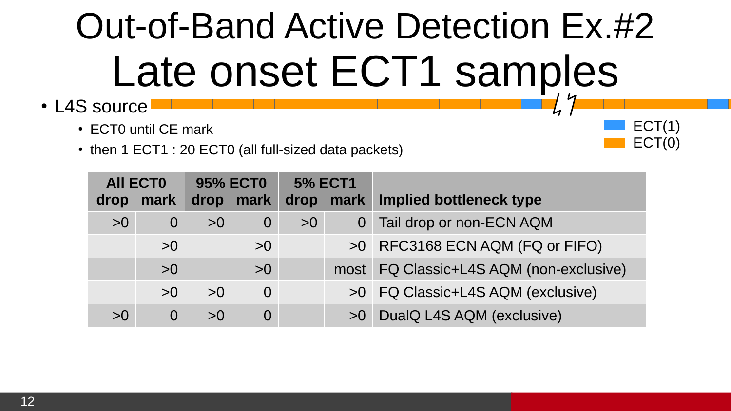# Out-of-Band Active Detection Ex.#2 Late onset ECT1 samples

- L4S source
  - ECT0 until CE mark
  - then 1 ECT1 : 20 ECT0 (all full-sized data packets)

ECT(1)
ECT(0)

| All ECT0 | | 95% ECT0 | | 5% ECT1 | | |
|---|---|---|---|---|---|---|
| drop | mark | drop | mark | drop | mark | Implied bottleneck type |
| >0 | 0 | >0 | 0 | >0 | 0 | Tail drop or non-ECN AQM |
| | >0 | | >0 | | >0 | RFC3168 ECN AQM (FQ or FIFO) |
| | >0 | | >0 | | most | FQ Classic+L4S AQM (non-exclusive) |
| | >0 | >0 | 0 | | >0 | FQ Classic+L4S AQM (exclusive) |
| >0 | 0 | >0 | 0 | | >0 | DualQ L4S AQM (exclusive) |